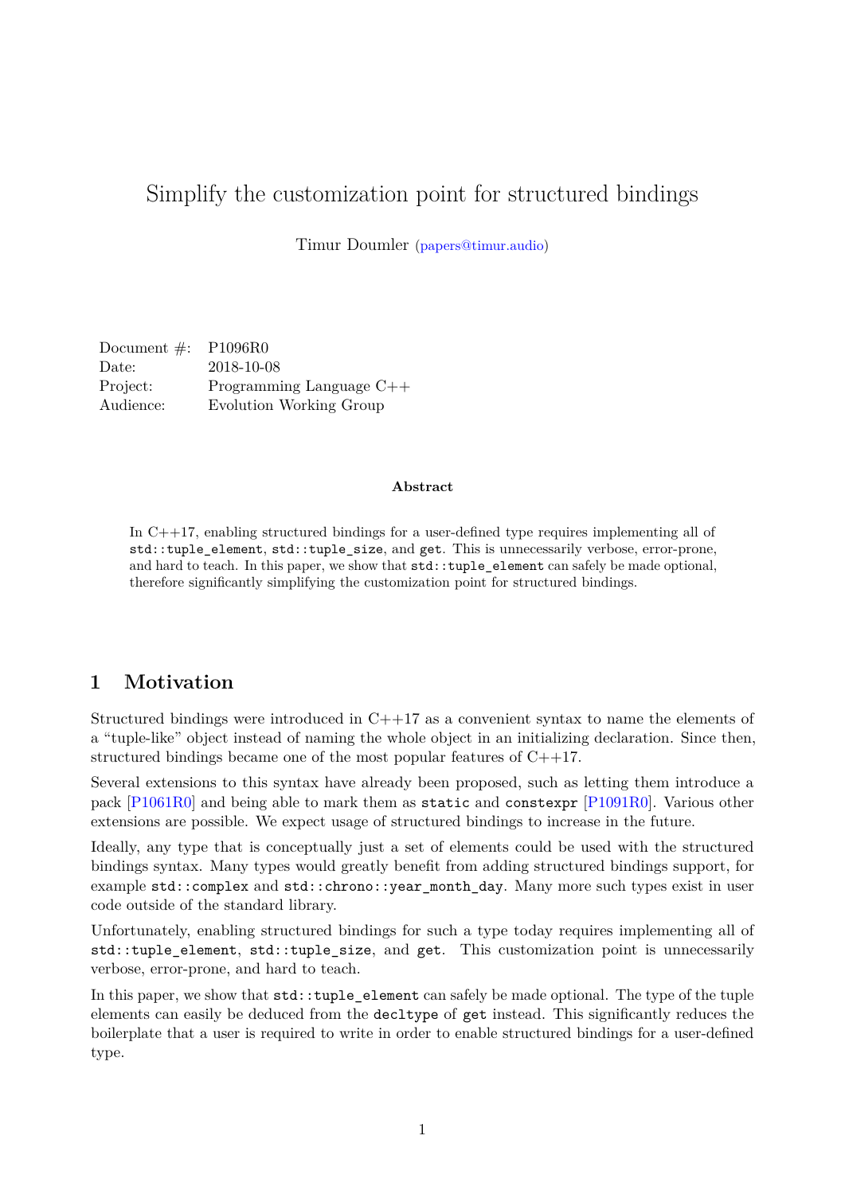# Simplify the customization point for structured bindings

Timur Doumler (papers@timur.audio)

| | |
|---|---|
| Document #: | P1096R0 |
| Date: | 2018-10-08 |
| Project: | Programming Language C++ |
| Audience: | Evolution Working Group |

**Abstract**

In C++17, enabling structured bindings for a user-defined type requires implementing all of `std::tuple_element`, `std::tuple_size`, and `get`. This is unnecessarily verbose, error-prone, and hard to teach. In this paper, we show that `std::tuple_element` can safely be made optional, therefore significantly simplifying the customization point for structured bindings.

## 1 Motivation

Structured bindings were introduced in C++17 as a convenient syntax to name the elements of a "tuple-like" object instead of naming the whole object in an initializing declaration. Since then, structured bindings became one of the most popular features of C++17.

Several extensions to this syntax have already been proposed, such as letting them introduce a pack [P1061R0] and being able to mark them as `static` and `constexpr` [P1091R0]. Various other extensions are possible. We expect usage of structured bindings to increase in the future.

Ideally, any type that is conceptually just a set of elements could be used with the structured bindings syntax. Many types would greatly benefit from adding structured bindings support, for example `std::complex` and `std::chrono::year_month_day`. Many more such types exist in user code outside of the standard library.

Unfortunately, enabling structured bindings for such a type today requires implementing all of `std::tuple_element`, `std::tuple_size`, and `get`. This customization point is unnecessarily verbose, error-prone, and hard to teach.

In this paper, we show that `std::tuple_element` can safely be made optional. The type of the tuple elements can easily be deduced from the `decltype` of `get` instead. This significantly reduces the boilerplate that a user is required to write in order to enable structured bindings for a user-defined type.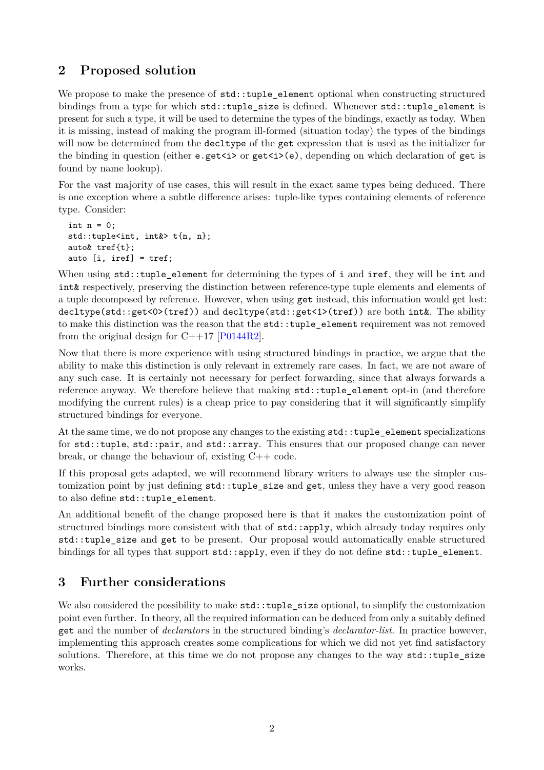## 2 Proposed solution

We propose to make the presence of `std::tuple_element` optional when constructing structured bindings from a type for which `std::tuple_size` is defined. Whenever `std::tuple_element` is present for such a type, it will be used to determine the types of the bindings, exactly as today. When it is missing, instead of making the program ill-formed (situation today) the types of the bindings will now be determined from the `decltype` of the `get` expression that is used as the initializer for the binding in question (either `e.get<i>` or `get<i>(e)`, depending on which declaration of `get` is found by name lookup).

For the vast majority of use cases, this will result in the exact same types being deduced. There is one exception where a subtle difference arises: tuple-like types containing elements of reference type. Consider:

```
int n = 0;
std::tuple<int, int&> t{n, n};
auto& tref{t};
auto [i, iref] = tref;
```

When using `std::tuple_element` for determining the types of `i` and `iref`, they will be `int` and `int&` respectively, preserving the distinction between reference-type tuple elements and elements of a tuple decomposed by reference. However, when using `get` instead, this information would get lost: `decltype(std::get<0>(tref))` and `decltype(std::get<1>(tref))` are both `int&`. The ability to make this distinction was the reason that the `std::tuple_element` requirement was not removed from the original design for C++17 [P0144R2].

Now that there is more experience with using structured bindings in practice, we argue that the ability to make this distinction is only relevant in extremely rare cases. In fact, we are not aware of any such case. It is certainly not necessary for perfect forwarding, since that always forwards a reference anyway. We therefore believe that making `std::tuple_element` opt-in (and therefore modifying the current rules) is a cheap price to pay considering that it will significantly simplify structured bindings for everyone.

At the same time, we do not propose any changes to the existing `std::tuple_element` specializations for `std::tuple`, `std::pair`, and `std::array`. This ensures that our proposed change can never break, or change the behaviour of, existing C++ code.

If this proposal gets adapted, we will recommend library writers to always use the simpler customization point by just defining `std::tuple_size` and `get`, unless they have a very good reason to also define `std::tuple_element`.

An additional benefit of the change proposed here is that it makes the customization point of structured bindings more consistent with that of `std::apply`, which already today requires only `std::tuple_size` and `get` to be present. Our proposal would automatically enable structured bindings for all types that support `std::apply`, even if they do not define `std::tuple_element`.

## 3 Further considerations

We also considered the possibility to make `std::tuple_size` optional, to simplify the customization point even further. In theory, all the required information can be deduced from only a suitably defined `get` and the number of *declarator*s in the structured binding's *declarator-list*. In practice however, implementing this approach creates some complications for which we did not yet find satisfactory solutions. Therefore, at this time we do not propose any changes to the way `std::tuple_size` works.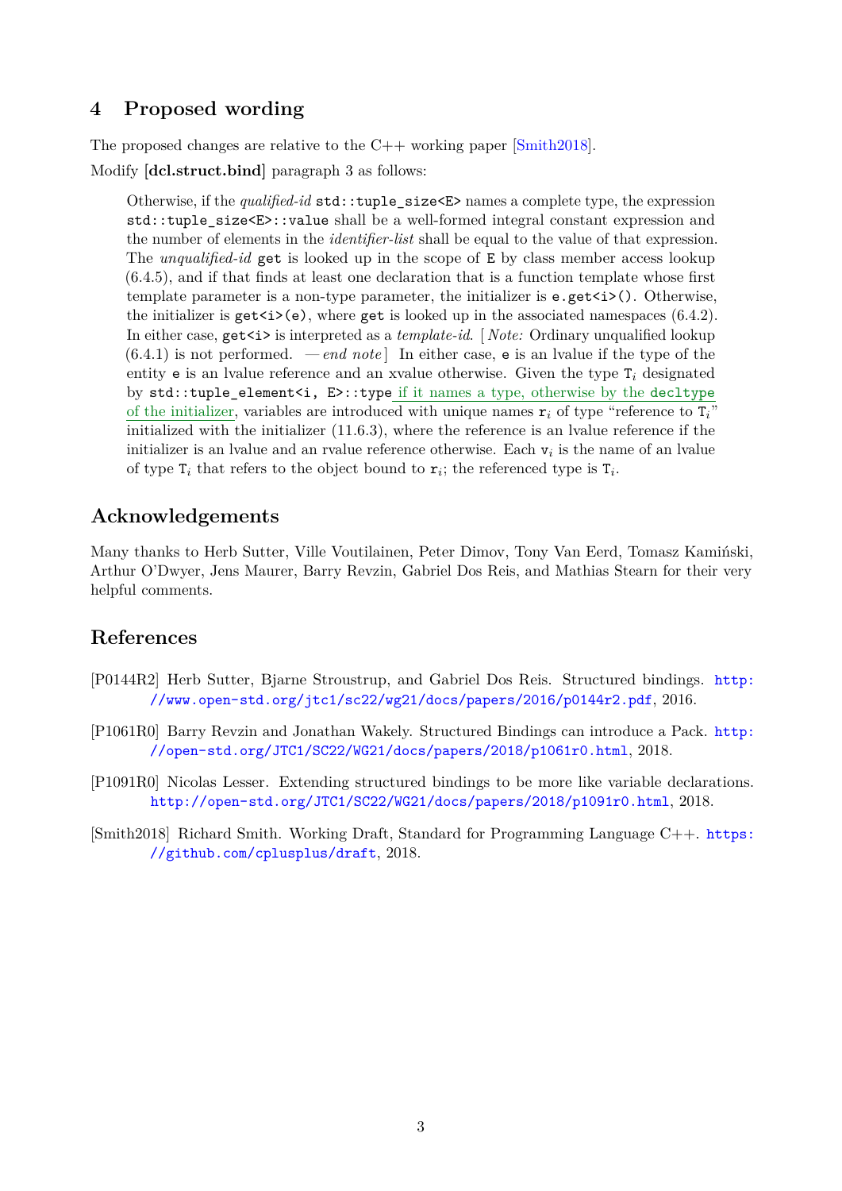## 4 Proposed wording

The proposed changes are relative to the C++ working paper [Smith2018].

Modify **[dcl.struct.bind]** paragraph 3 as follows:

> Otherwise, if the *qualified-id* `std::tuple_size<E>` names a complete type, the expression `std::tuple_size<E>::value` shall be a well-formed integral constant expression and the number of elements in the *identifier-list* shall be equal to the value of that expression. The *unqualified-id* `get` is looked up in the scope of `E` by class member access lookup (6.4.5), and if that finds at least one declaration that is a function template whose first template parameter is a non-type parameter, the initializer is `e.get<i>()`. Otherwise, the initializer is `get<i>(e)`, where `get` is looked up in the associated namespaces (6.4.2). In either case, `get<i>` is interpreted as a *template-id*. [ *Note:* Ordinary unqualified lookup (6.4.1) is not performed. — *end note* ] In either case, `e` is an lvalue if the type of the entity `e` is an lvalue reference and an xvalue otherwise. Given the type $T_i$ designated by `std::tuple_element<i, E>::type` if it names a type, otherwise by the `decltype` of the initializer, variables are introduced with unique names $r_i$ of type "reference to $T_i$" initialized with the initializer (11.6.3), where the reference is an lvalue reference if the initializer is an lvalue and an rvalue reference otherwise. Each $v_i$ is the name of an lvalue of type $T_i$ that refers to the object bound to $r_i$; the referenced type is $T_i$.

## Acknowledgements

Many thanks to Herb Sutter, Ville Voutilainen, Peter Dimov, Tony Van Eerd, Tomasz Kamiński, Arthur O'Dwyer, Jens Maurer, Barry Revzin, Gabriel Dos Reis, and Mathias Stearn for their very helpful comments.

## References

[P0144R2] Herb Sutter, Bjarne Stroustrup, and Gabriel Dos Reis. Structured bindings. http://www.open-std.org/jtc1/sc22/wg21/docs/papers/2016/p0144r2.pdf, 2016.

[P1061R0] Barry Revzin and Jonathan Wakely. Structured Bindings can introduce a Pack. http://open-std.org/JTC1/SC22/WG21/docs/papers/2018/p1061r0.html, 2018.

[P1091R0] Nicolas Lesser. Extending structured bindings to be more like variable declarations. http://open-std.org/JTC1/SC22/WG21/docs/papers/2018/p1091r0.html, 2018.

[Smith2018] Richard Smith. Working Draft, Standard for Programming Language C++. https://github.com/cplusplus/draft, 2018.